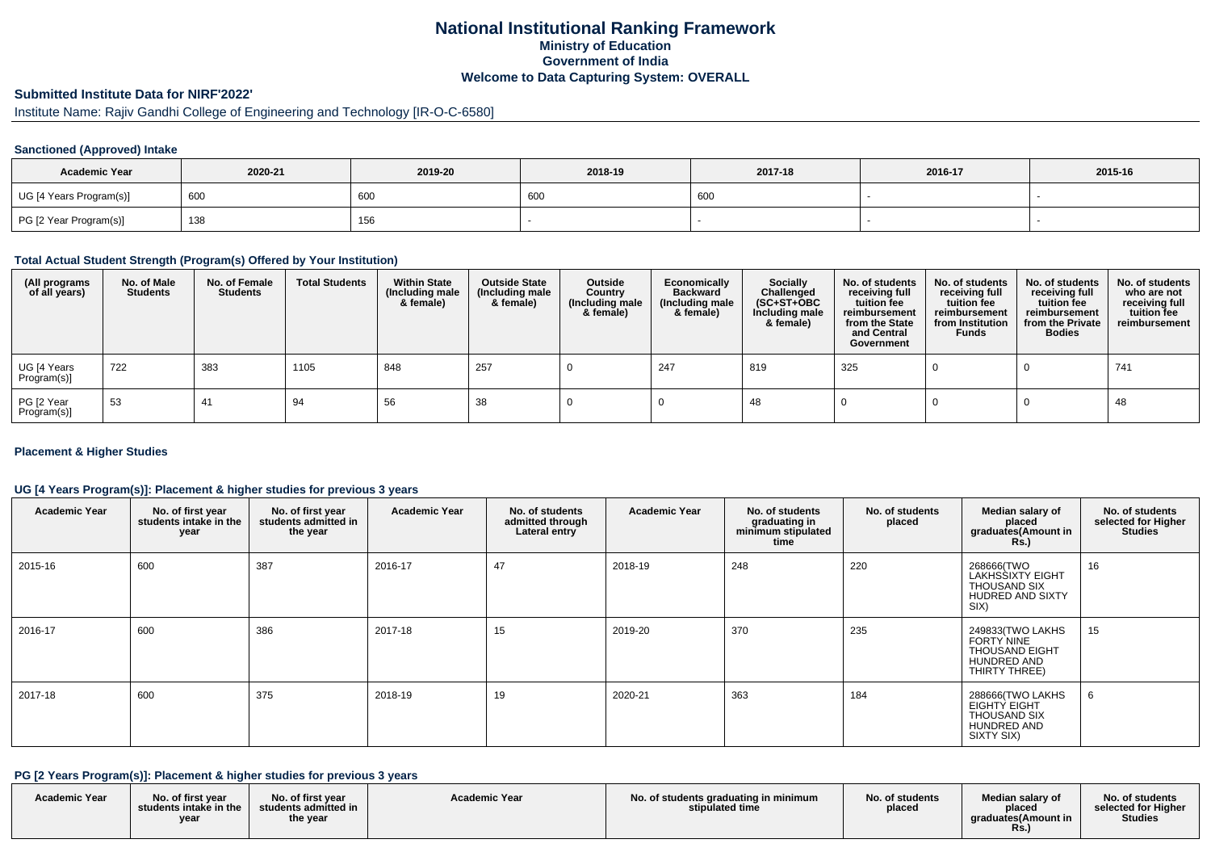# National Institutional Ranking Framework
## Ministry of Education
## Government of India
## Welcome to Data Capturing System: OVERALL

### Submitted Institute Data for NIRF'2022'

Institute Name: Rajiv Gandhi College of Engineering and Technology [IR-O-C-6580]

### Sanctioned (Approved) Intake

| Academic Year | 2020-21 | 2019-20 | 2018-19 | 2017-18 | 2016-17 | 2015-16 |
|---|---|---|---|---|---|---|
| UG [4 Years Program(s)] | 600 | 600 | 600 | 600 | - | - |
| PG [2 Year Program(s)] | 138 | 156 | - | - | - | - |

### Total Actual Student Strength (Program(s) Offered by Your Institution)

| (All programs of all years) | No. of Male Students | No. of Female Students | Total Students | Within State (Including male & female) | Outside State (Including male & female) | Outside Country (Including male & female) | Economically Backward (Including male & female) | Socially Challenged (SC+ST+OBC Including male & female) | No. of students receiving full tuition fee reimbursement from the State and Central Government | No. of students receiving full tuition fee reimbursement from Institution Funds | No. of students receiving full tuition fee reimbursement from the Private Bodies | No. of students who are not receiving full tuition fee reimbursement |
|---|---|---|---|---|---|---|---|---|---|---|---|---|
| UG [4 Years Program(s)] | 722 | 383 | 1105 | 848 | 257 | 0 | 247 | 819 | 325 | 0 | 0 | 741 |
| PG [2 Year Program(s)] | 53 | 41 | 94 | 56 | 38 | 0 | 0 | 48 | 0 | 0 | 0 | 48 |

### Placement & Higher Studies

### UG [4 Years Program(s)]: Placement & higher studies for previous 3 years

| Academic Year | No. of first year students intake in the year | No. of first year students admitted in the year | Academic Year | No. of students admitted through Lateral entry | Academic Year | No. of students graduating in minimum stipulated time | No. of students placed | Median salary of placed graduates(Amount in Rs.) | No. of students selected for Higher Studies |
|---|---|---|---|---|---|---|---|---|---|
| 2015-16 | 600 | 387 | 2016-17 | 47 | 2018-19 | 248 | 220 | 268666(TWO LAKHSSIXTY EIGHT THOUSAND SIX HUDRED AND SIXTY SIX) | 16 |
| 2016-17 | 600 | 386 | 2017-18 | 15 | 2019-20 | 370 | 235 | 249833(TWO LAKHS FORTY NINE THOUSAND EIGHT HUNDRED AND THIRTY THREE) | 15 |
| 2017-18 | 600 | 375 | 2018-19 | 19 | 2020-21 | 363 | 184 | 288666(TWO LAKHS EIGHTY EIGHT THOUSAND SIX HUNDRED AND SIXTY SIX) | 6 |

### PG [2 Years Program(s)]: Placement & higher studies for previous 3 years

| Academic Year | No. of first year students intake in the year | No. of first year students admitted in the year | Academic Year | No. of students graduating in minimum stipulated time | No. of students placed | Median salary of placed graduates(Amount in Rs.) | No. of students selected for Higher Studies |
|---|---|---|---|---|---|---|---|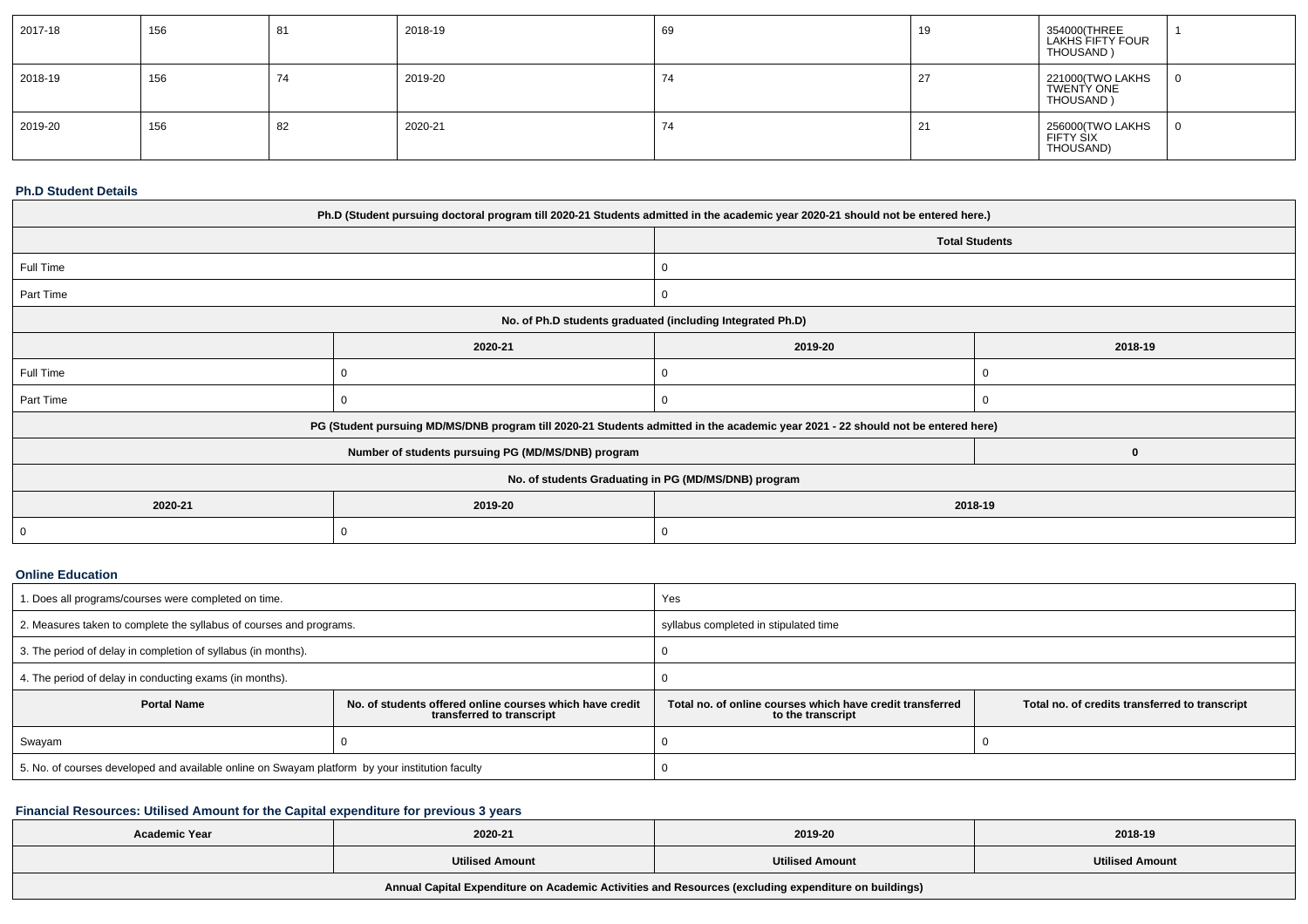| 2017-18 | 156 | 81 | 2018-19 | 69 | 19 | 354000(THREE LAKHS FIFTY FOUR THOUSAND ) | 1 |
|---|---|---|---|---|---|---|---|
| 2018-19 | 156 | 74 | 2019-20 | 74 | 27 | 221000(TWO LAKHS TWENTY ONE THOUSAND ) | 0 |
| 2019-20 | 156 | 82 | 2020-21 | 74 | 21 | 256000(TWO LAKHS FIFTY SIX THOUSAND) | 0 |

### Ph.D Student Details

| Ph.D (Student pursuing doctoral program till 2020-21 Students admitted in the academic year 2020-21 should not be entered here.) | | | |
|---|---|---|---|
| | | Total Students | |
| Full Time | | 0 | |
| Part Time | | 0 | |
| No. of Ph.D students graduated (including Integrated Ph.D) | | | |
| | 2020-21 | 2019-20 | 2018-19 |
| Full Time | 0 | 0 | 0 |
| Part Time | 0 | 0 | 0 |
| PG (Student pursuing MD/MS/DNB program till 2020-21 Students admitted in the academic year 2021 - 22 should not be entered here) | | | |
| Number of students pursuing PG (MD/MS/DNB) program | | | 0 |
| No. of students Graduating in PG (MD/MS/DNB) program | | | |
| 2020-21 | 2019-20 | 2018-19 | |
| 0 | 0 | 0 | |

### Online Education

| 1. Does all programs/courses were completed on time. | | Yes | |
|---|---|---|---|
| 2. Measures taken to complete the syllabus of courses and programs. | | syllabus completed in stipulated time | |
| 3. The period of delay in completion of syllabus (in months). | | 0 | |
| 4. The period of delay in conducting exams (in months). | | 0 | |
| **Portal Name** | **No. of students offered online courses which have credit transferred to transcript** | **Total no. of online courses which have credit transferred to the transcript** | **Total no. of credits transferred to transcript** |
| Swayam | 0 | 0 | 0 |
| 5. No. of courses developed and available online on Swayam platform by your institution faculty | | 0 | |

### Financial Resources: Utilised Amount for the Capital expenditure for previous 3 years

| Academic Year | 2020-21 | 2019-20 | 2018-19 |
|---|---|---|---|
| | Utilised Amount | Utilised Amount | Utilised Amount |
| Annual Capital Expenditure on Academic Activities and Resources (excluding expenditure on buildings) | | | |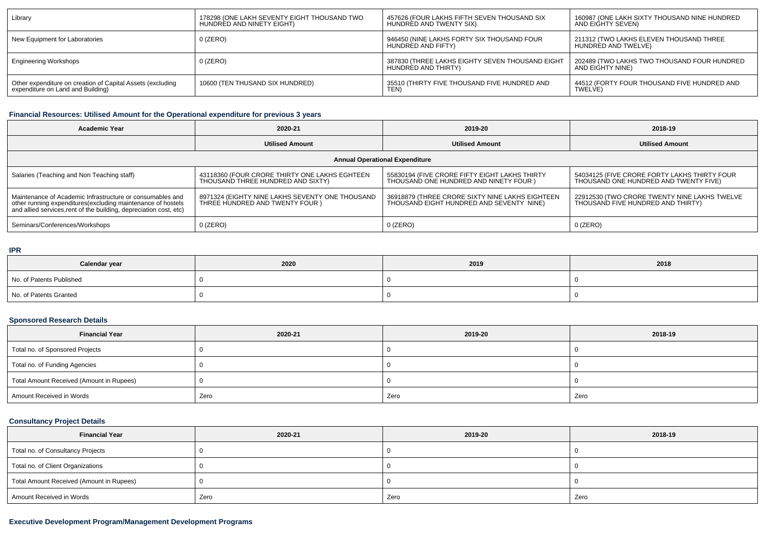| Library | 178298 (ONE LAKH SEVENTY EIGHT THOUSAND TWO HUNDRED AND NINETY EIGHT) | 457626 (FOUR LAKHS FIFTH SEVEN THOUSAND SIX HUNDRED AND TWENTY SIX) | 160987 (ONE LAKH SIXTY THOUSAND NINE HUNDRED AND EIGHTY SEVEN) |
|---|---|---|---|
| New Equipment for Laboratories | 0 (ZERO) | 946450 (NINE LAKHS FORTY SIX THOUSAND FOUR HUNDRED AND FIFTY) | 211312 (TWO LAKHS ELEVEN THOUSAND THREE HUNDRED AND TWELVE) |
| Engineering Workshops | 0 (ZERO) | 387830 (THREE LAKHS EIGHTY SEVEN THOUSAND EIGHT HUNDRED AND THIRTY) | 202489 (TWO LAKHS TWO THOUSAND FOUR HUNDRED AND EIGHTY NINE) |
| Other expenditure on creation of Capital Assets (excluding expenditure on Land and Building) | 10600 (TEN THUSAND SIX HUNDRED) | 35510 (THIRTY FIVE THOUSAND FIVE HUNDRED AND TEN) | 44512 (FORTY FOUR THOUSAND FIVE HUNDRED AND TWELVE) |

### Financial Resources: Utilised Amount for the Operational expenditure for previous 3 years

| Academic Year | 2020-21 | 2019-20 | 2018-19 |
|---|---|---|---|
| | Utilised Amount | Utilised Amount | Utilised Amount |
| Annual Operational Expenditure | | | |
| Salaries (Teaching and Non Teaching staff) | 43118360 (FOUR CRORE THIRTY ONE LAKHS EGHTEEN THOUSAND THREE HUNDRED AND SIXTY) | 55830194 (FIVE CRORE FIFTY EIGHT LAKHS THIRTY THOUSAND ONE HUNDRED AND NINETY FOUR ) | 54034125 (FIVE CRORE FORTY LAKHS THIRTY FOUR THOUSAND ONE HUNDRED AND TWENTY FIVE) |
| Maintenance of Academic Infrastructure or consumables and other running expenditures(excluding maintenance of hostels and allied services,rent of the building, depreciation cost, etc) | 8971324 (EIGHTY NINE LAKHS SEVENTY ONE THOUSAND THREE HUNDRED AND TWENTY FOUR ) | 36918879 (THREE CRORE SIXTY NINE LAKHS EIGHTEEN THOUSAND EIGHT HUNDRED AND SEVENTY NINE) | 22912530 (TWO CRORE TWENTY NINE LAKHS TWELVE THOUSAND FIVE HUNDRED AND THIRTY) |
| Seminars/Conferences/Workshops | 0 (ZERO) | 0 (ZERO) | 0 (ZERO) |

### IPR

| Calendar year | 2020 | 2019 | 2018 |
|---|---|---|---|
| No. of Patents Published | 0 | 0 | 0 |
| No. of Patents Granted | 0 | 0 | 0 |

### Sponsored Research Details

| Financial Year | 2020-21 | 2019-20 | 2018-19 |
|---|---|---|---|
| Total no. of Sponsored Projects | 0 | 0 | 0 |
| Total no. of Funding Agencies | 0 | 0 | 0 |
| Total Amount Received (Amount in Rupees) | 0 | 0 | 0 |
| Amount Received in Words | Zero | Zero | Zero |

### Consultancy Project Details

| Financial Year | 2020-21 | 2019-20 | 2018-19 |
|---|---|---|---|
| Total no. of Consultancy Projects | 0 | 0 | 0 |
| Total no. of Client Organizations | 0 | 0 | 0 |
| Total Amount Received (Amount in Rupees) | 0 | 0 | 0 |
| Amount Received in Words | Zero | Zero | Zero |

### Executive Development Program/Management Development Programs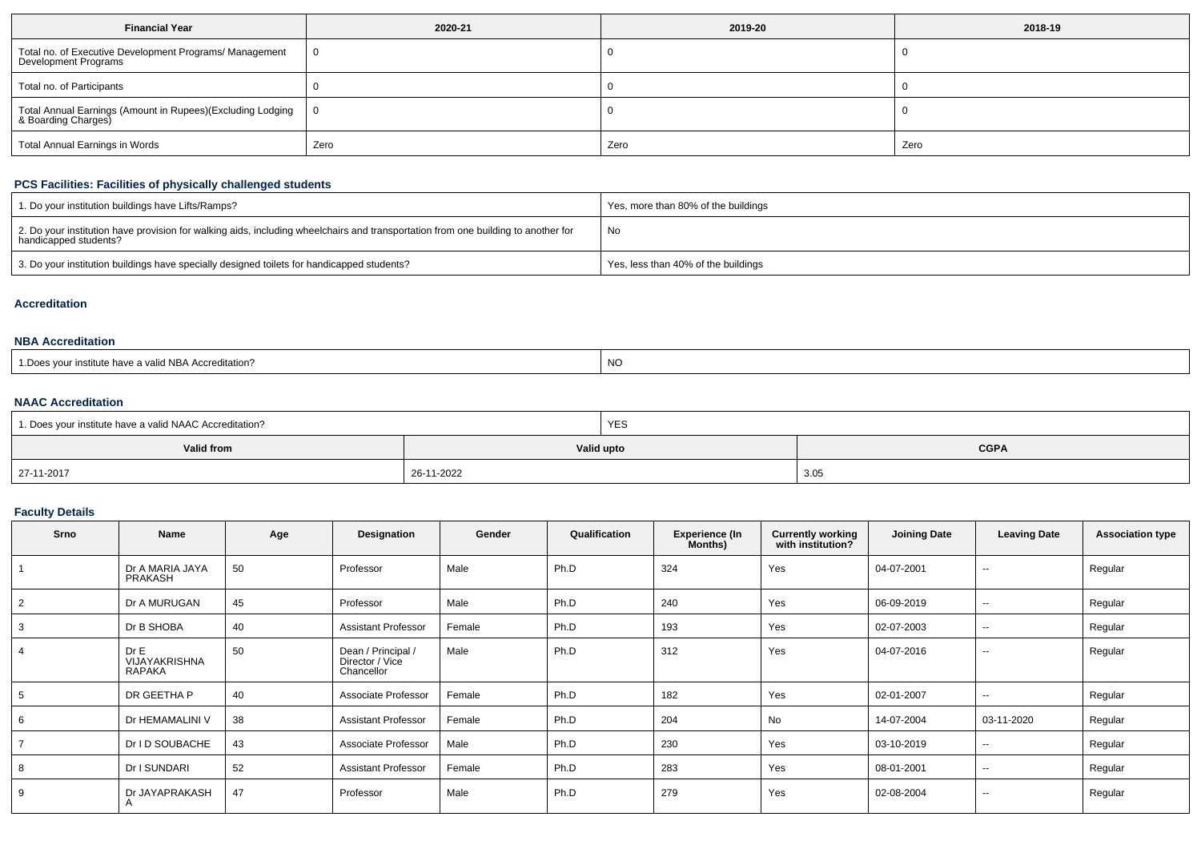| Financial Year | 2020-21 | 2019-20 | 2018-19 |
| --- | --- | --- | --- |
| Total no. of Executive Development Programs/ Management Development Programs | 0 | 0 | 0 |
| Total no. of Participants | 0 | 0 | 0 |
| Total Annual Earnings (Amount in Rupees)(Excluding Lodging & Boarding Charges) | 0 | 0 | 0 |
| Total Annual Earnings in Words | Zero | Zero | Zero |

### PCS Facilities: Facilities of physically challenged students

| | |
| --- | --- |
| 1. Do your institution buildings have Lifts/Ramps? | Yes, more than 80% of the buildings |
| 2. Do your institution have provision for walking aids, including wheelchairs and transportation from one building to another for handicapped students? | No |
| 3. Do your institution buildings have specially designed toilets for handicapped students? | Yes, less than 40% of the buildings |

### Accreditation

#### NBA Accreditation

| | |
| --- | --- |
| 1.Does your institute have a valid NBA Accreditation? | NO |

#### NAAC Accreditation

| 1. Does your institute have a valid NAAC Accreditation? | YES | |
| --- | --- | --- |
| **Valid from** | **Valid upto** | **CGPA** |
| 27-11-2017 | 26-11-2022 | 3.05 |

### Faculty Details

| Srno | Name | Age | Designation | Gender | Qualification | Experience (In Months) | Currently working with institution? | Joining Date | Leaving Date | Association type |
| --- | --- | --- | --- | --- | --- | --- | --- | --- | --- | --- |
| 1 | Dr A MARIA JAYA PRAKASH | 50 | Professor | Male | Ph.D | 324 | Yes | 04-07-2001 | -- | Regular |
| 2 | Dr A MURUGAN | 45 | Professor | Male | Ph.D | 240 | Yes | 06-09-2019 | -- | Regular |
| 3 | Dr B SHOBA | 40 | Assistant Professor | Female | Ph.D | 193 | Yes | 02-07-2003 | -- | Regular |
| 4 | Dr E VIJAYAKRISHNA RAPAKA | 50 | Dean / Principal / Director / Vice Chancellor | Male | Ph.D | 312 | Yes | 04-07-2016 | -- | Regular |
| 5 | DR GEETHA P | 40 | Associate Professor | Female | Ph.D | 182 | Yes | 02-01-2007 | -- | Regular |
| 6 | Dr HEMAMALINI V | 38 | Assistant Professor | Female | Ph.D | 204 | No | 14-07-2004 | 03-11-2020 | Regular |
| 7 | Dr I D SOUBACHE | 43 | Associate Professor | Male | Ph.D | 230 | Yes | 03-10-2019 | -- | Regular |
| 8 | Dr I SUNDARI | 52 | Assistant Professor | Female | Ph.D | 283 | Yes | 08-01-2001 | -- | Regular |
| 9 | Dr JAYAPRAKASH A | 47 | Professor | Male | Ph.D | 279 | Yes | 02-08-2004 | -- | Regular |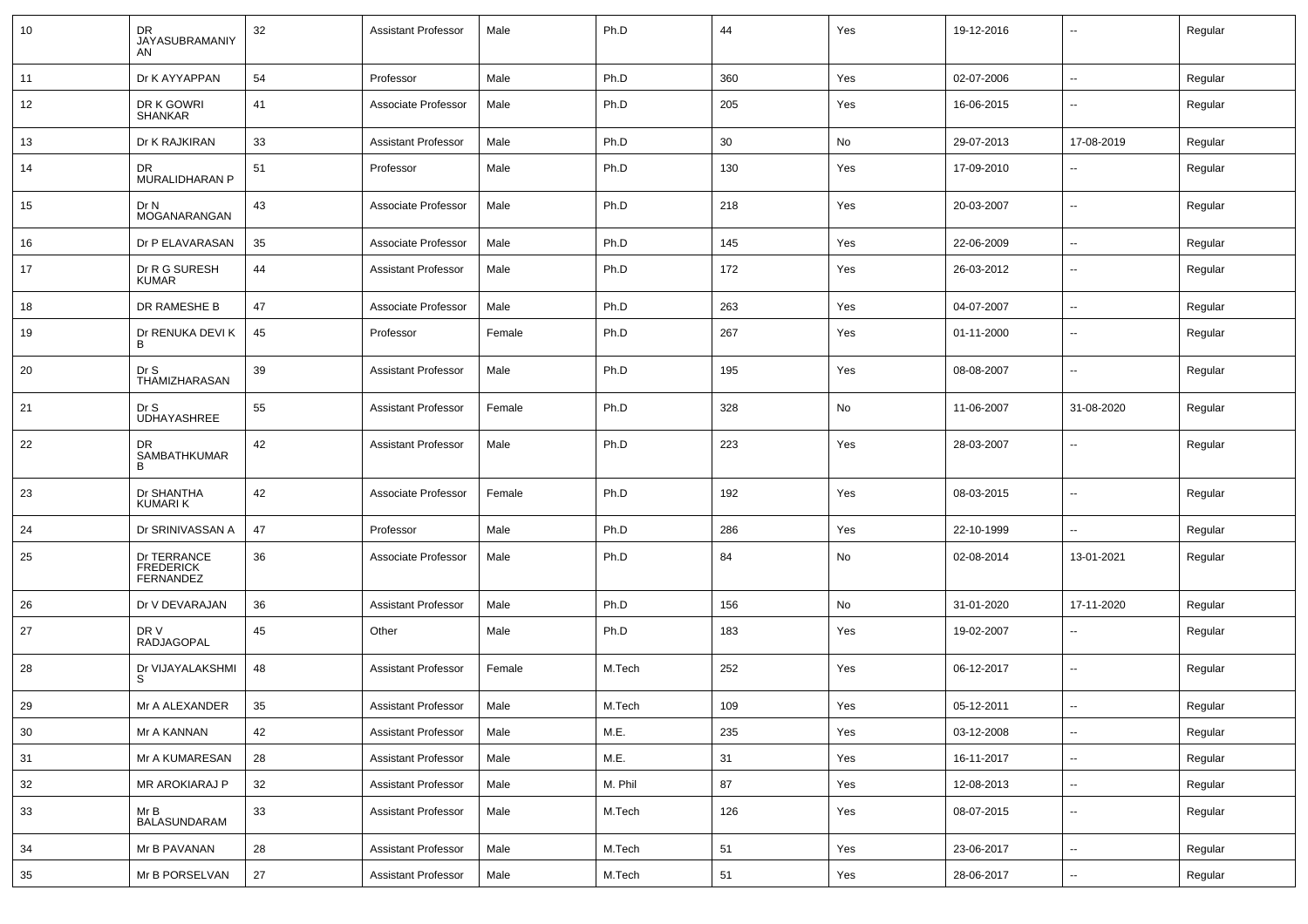| 10 | DR JAYASUBRAMANIYAN | 32 | Assistant Professor | Male | Ph.D | 44 | Yes | 19-12-2016 | -- | Regular |
|---|---|---|---|---|---|---|---|---|---|---|
| 11 | Dr K AYYAPPAN | 54 | Professor | Male | Ph.D | 360 | Yes | 02-07-2006 | -- | Regular |
| 12 | DR K GOWRI SHANKAR | 41 | Associate Professor | Male | Ph.D | 205 | Yes | 16-06-2015 | -- | Regular |
| 13 | Dr K RAJKIRAN | 33 | Assistant Professor | Male | Ph.D | 30 | No | 29-07-2013 | 17-08-2019 | Regular |
| 14 | DR MURALIDHARAN P | 51 | Professor | Male | Ph.D | 130 | Yes | 17-09-2010 | -- | Regular |
| 15 | Dr N MOGANARANGAN | 43 | Associate Professor | Male | Ph.D | 218 | Yes | 20-03-2007 | -- | Regular |
| 16 | Dr P ELAVARASAN | 35 | Associate Professor | Male | Ph.D | 145 | Yes | 22-06-2009 | -- | Regular |
| 17 | Dr R G SURESH KUMAR | 44 | Assistant Professor | Male | Ph.D | 172 | Yes | 26-03-2012 | -- | Regular |
| 18 | DR RAMESHE B | 47 | Associate Professor | Male | Ph.D | 263 | Yes | 04-07-2007 | -- | Regular |
| 19 | Dr RENUKA DEVI K B | 45 | Professor | Female | Ph.D | 267 | Yes | 01-11-2000 | -- | Regular |
| 20 | Dr S THAMIZHARASAN | 39 | Assistant Professor | Male | Ph.D | 195 | Yes | 08-08-2007 | -- | Regular |
| 21 | Dr S UDHAYASHREE | 55 | Assistant Professor | Female | Ph.D | 328 | No | 11-06-2007 | 31-08-2020 | Regular |
| 22 | DR SAMBATHKUMAR B | 42 | Assistant Professor | Male | Ph.D | 223 | Yes | 28-03-2007 | -- | Regular |
| 23 | Dr SHANTHA KUMARI K | 42 | Associate Professor | Female | Ph.D | 192 | Yes | 08-03-2015 | -- | Regular |
| 24 | Dr SRINIVASSAN A | 47 | Professor | Male | Ph.D | 286 | Yes | 22-10-1999 | -- | Regular |
| 25 | Dr TERRANCE FREDERICK FERNANDEZ | 36 | Associate Professor | Male | Ph.D | 84 | No | 02-08-2014 | 13-01-2021 | Regular |
| 26 | Dr V DEVARAJAN | 36 | Assistant Professor | Male | Ph.D | 156 | No | 31-01-2020 | 17-11-2020 | Regular |
| 27 | DR V RADJAGOPAL | 45 | Other | Male | Ph.D | 183 | Yes | 19-02-2007 | -- | Regular |
| 28 | Dr VIJAYALAKSHMI S | 48 | Assistant Professor | Female | M.Tech | 252 | Yes | 06-12-2017 | -- | Regular |
| 29 | Mr A ALEXANDER | 35 | Assistant Professor | Male | M.Tech | 109 | Yes | 05-12-2011 | -- | Regular |
| 30 | Mr A KANNAN | 42 | Assistant Professor | Male | M.E. | 235 | Yes | 03-12-2008 | -- | Regular |
| 31 | Mr A KUMARESAN | 28 | Assistant Professor | Male | M.E. | 31 | Yes | 16-11-2017 | -- | Regular |
| 32 | MR AROKIARAJ P | 32 | Assistant Professor | Male | M. Phil | 87 | Yes | 12-08-2013 | -- | Regular |
| 33 | Mr B BALASUNDARAM | 33 | Assistant Professor | Male | M.Tech | 126 | Yes | 08-07-2015 | -- | Regular |
| 34 | Mr B PAVANAN | 28 | Assistant Professor | Male | M.Tech | 51 | Yes | 23-06-2017 | -- | Regular |
| 35 | Mr B PORSELVAN | 27 | Assistant Professor | Male | M.Tech | 51 | Yes | 28-06-2017 | -- | Regular |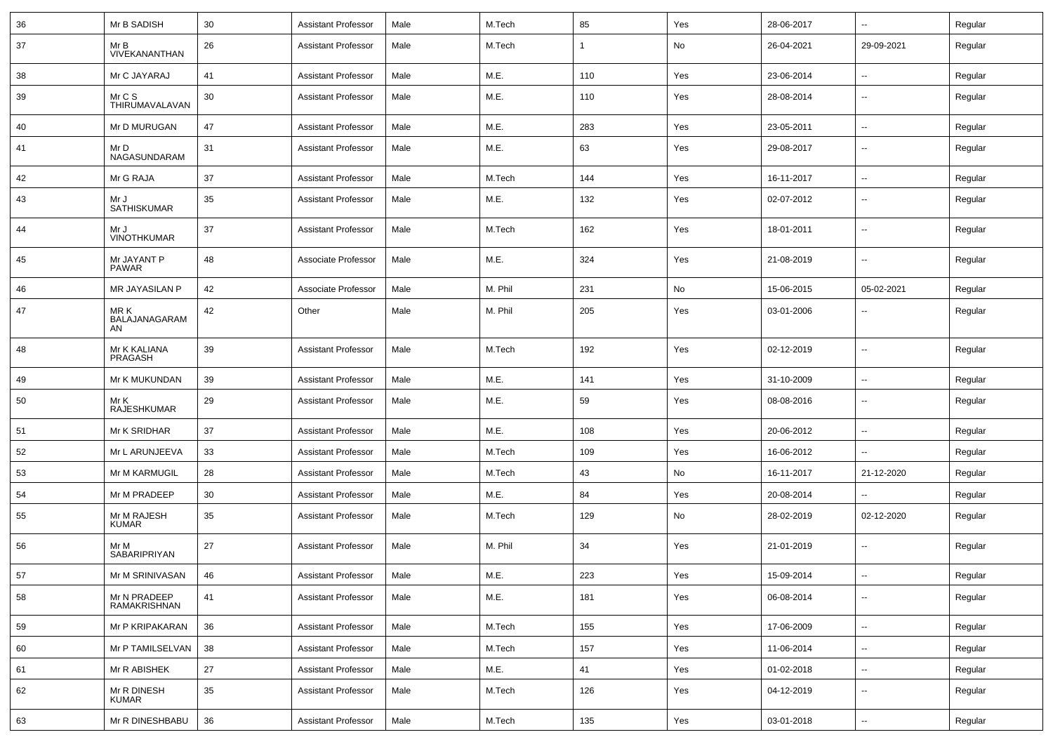| 36 | Mr B SADISH | 30 | Assistant Professor | Male | M.Tech | 85 | Yes | 28-06-2017 | -- | Regular |
|---|---|---|---|---|---|---|---|---|---|---|
| 37 | Mr B VIVEKANANTHAN | 26 | Assistant Professor | Male | M.Tech | 1 | No | 26-04-2021 | 29-09-2021 | Regular |
| 38 | Mr C JAYARAJ | 41 | Assistant Professor | Male | M.E. | 110 | Yes | 23-06-2014 | -- | Regular |
| 39 | Mr C S THIRUMAVALAVAN | 30 | Assistant Professor | Male | M.E. | 110 | Yes | 28-08-2014 | -- | Regular |
| 40 | Mr D MURUGAN | 47 | Assistant Professor | Male | M.E. | 283 | Yes | 23-05-2011 | -- | Regular |
| 41 | Mr D NAGASUNDARAM | 31 | Assistant Professor | Male | M.E. | 63 | Yes | 29-08-2017 | -- | Regular |
| 42 | Mr G RAJA | 37 | Assistant Professor | Male | M.Tech | 144 | Yes | 16-11-2017 | -- | Regular |
| 43 | Mr J SATHISKUMAR | 35 | Assistant Professor | Male | M.E. | 132 | Yes | 02-07-2012 | -- | Regular |
| 44 | Mr J VINOTHKUMAR | 37 | Assistant Professor | Male | M.Tech | 162 | Yes | 18-01-2011 | -- | Regular |
| 45 | Mr JAYANT P PAWAR | 48 | Associate Professor | Male | M.E. | 324 | Yes | 21-08-2019 | -- | Regular |
| 46 | MR JAYASILAN P | 42 | Associate Professor | Male | M. Phil | 231 | No | 15-06-2015 | 05-02-2021 | Regular |
| 47 | MR K BALAJANAGARAMAN | 42 | Other | Male | M. Phil | 205 | Yes | 03-01-2006 | -- | Regular |
| 48 | Mr K KALIANA PRAGASH | 39 | Assistant Professor | Male | M.Tech | 192 | Yes | 02-12-2019 | -- | Regular |
| 49 | Mr K MUKUNDAN | 39 | Assistant Professor | Male | M.E. | 141 | Yes | 31-10-2009 | -- | Regular |
| 50 | Mr K RAJESHKUMAR | 29 | Assistant Professor | Male | M.E. | 59 | Yes | 08-08-2016 | -- | Regular |
| 51 | Mr K SRIDHAR | 37 | Assistant Professor | Male | M.E. | 108 | Yes | 20-06-2012 | -- | Regular |
| 52 | Mr L ARUNJEEVA | 33 | Assistant Professor | Male | M.Tech | 109 | Yes | 16-06-2012 | -- | Regular |
| 53 | Mr M KARMUGIL | 28 | Assistant Professor | Male | M.Tech | 43 | No | 16-11-2017 | 21-12-2020 | Regular |
| 54 | Mr M PRADEEP | 30 | Assistant Professor | Male | M.E. | 84 | Yes | 20-08-2014 | -- | Regular |
| 55 | Mr M RAJESH KUMAR | 35 | Assistant Professor | Male | M.Tech | 129 | No | 28-02-2019 | 02-12-2020 | Regular |
| 56 | Mr M SABARIPRIYAN | 27 | Assistant Professor | Male | M. Phil | 34 | Yes | 21-01-2019 | -- | Regular |
| 57 | Mr M SRINIVASAN | 46 | Assistant Professor | Male | M.E. | 223 | Yes | 15-09-2014 | -- | Regular |
| 58 | Mr N PRADEEP RAMAKRISHNAN | 41 | Assistant Professor | Male | M.E. | 181 | Yes | 06-08-2014 | -- | Regular |
| 59 | Mr P KRIPAKARAN | 36 | Assistant Professor | Male | M.Tech | 155 | Yes | 17-06-2009 | -- | Regular |
| 60 | Mr P TAMILSELVAN | 38 | Assistant Professor | Male | M.Tech | 157 | Yes | 11-06-2014 | -- | Regular |
| 61 | Mr R ABISHEK | 27 | Assistant Professor | Male | M.E. | 41 | Yes | 01-02-2018 | -- | Regular |
| 62 | Mr R DINESH KUMAR | 35 | Assistant Professor | Male | M.Tech | 126 | Yes | 04-12-2019 | -- | Regular |
| 63 | Mr R DINESHBABU | 36 | Assistant Professor | Male | M.Tech | 135 | Yes | 03-01-2018 | -- | Regular |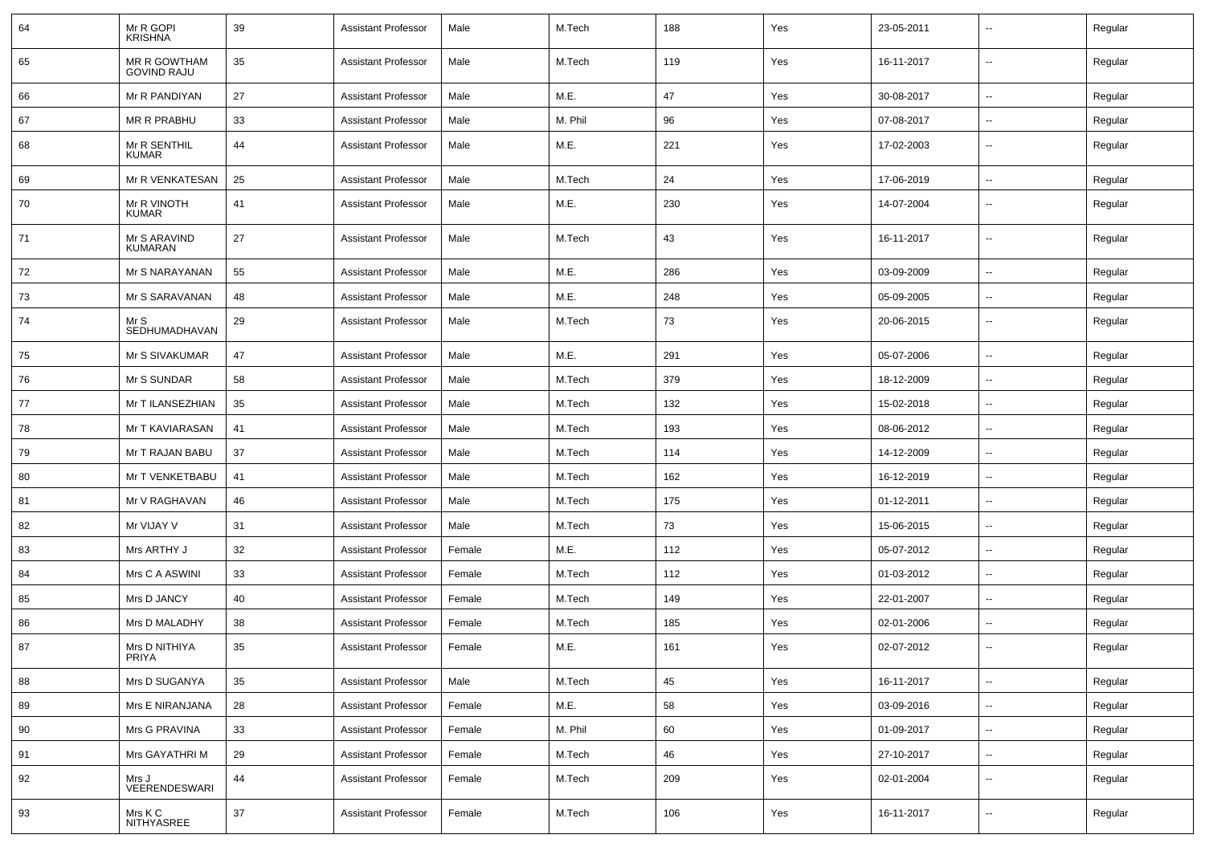| 64 | Mr R GOPI KRISHNA | 39 | Assistant Professor | Male | M.Tech | 188 | Yes | 23-05-2011 | -- | Regular |
|---|---|---|---|---|---|---|---|---|---|---|
| 65 | MR R GOWTHAM GOVIND RAJU | 35 | Assistant Professor | Male | M.Tech | 119 | Yes | 16-11-2017 | -- | Regular |
| 66 | Mr R PANDIYAN | 27 | Assistant Professor | Male | M.E. | 47 | Yes | 30-08-2017 | -- | Regular |
| 67 | MR R PRABHU | 33 | Assistant Professor | Male | M. Phil | 96 | Yes | 07-08-2017 | -- | Regular |
| 68 | Mr R SENTHIL KUMAR | 44 | Assistant Professor | Male | M.E. | 221 | Yes | 17-02-2003 | -- | Regular |
| 69 | Mr R VENKATESAN | 25 | Assistant Professor | Male | M.Tech | 24 | Yes | 17-06-2019 | -- | Regular |
| 70 | Mr R VINOTH KUMAR | 41 | Assistant Professor | Male | M.E. | 230 | Yes | 14-07-2004 | -- | Regular |
| 71 | Mr S ARAVIND KUMARAN | 27 | Assistant Professor | Male | M.Tech | 43 | Yes | 16-11-2017 | -- | Regular |
| 72 | Mr S NARAYANAN | 55 | Assistant Professor | Male | M.E. | 286 | Yes | 03-09-2009 | -- | Regular |
| 73 | Mr S SARAVANAN | 48 | Assistant Professor | Male | M.E. | 248 | Yes | 05-09-2005 | -- | Regular |
| 74 | Mr S SEDHUMADHAVAN | 29 | Assistant Professor | Male | M.Tech | 73 | Yes | 20-06-2015 | -- | Regular |
| 75 | Mr S SIVAKUMAR | 47 | Assistant Professor | Male | M.E. | 291 | Yes | 05-07-2006 | -- | Regular |
| 76 | Mr S SUNDAR | 58 | Assistant Professor | Male | M.Tech | 379 | Yes | 18-12-2009 | -- | Regular |
| 77 | Mr T ILANSEZHIAN | 35 | Assistant Professor | Male | M.Tech | 132 | Yes | 15-02-2018 | -- | Regular |
| 78 | Mr T KAVIARASAN | 41 | Assistant Professor | Male | M.Tech | 193 | Yes | 08-06-2012 | -- | Regular |
| 79 | Mr T RAJAN BABU | 37 | Assistant Professor | Male | M.Tech | 114 | Yes | 14-12-2009 | -- | Regular |
| 80 | Mr T VENKETBABU | 41 | Assistant Professor | Male | M.Tech | 162 | Yes | 16-12-2019 | -- | Regular |
| 81 | Mr V RAGHAVAN | 46 | Assistant Professor | Male | M.Tech | 175 | Yes | 01-12-2011 | -- | Regular |
| 82 | Mr VIJAY V | 31 | Assistant Professor | Male | M.Tech | 73 | Yes | 15-06-2015 | -- | Regular |
| 83 | Mrs ARTHY J | 32 | Assistant Professor | Female | M.E. | 112 | Yes | 05-07-2012 | -- | Regular |
| 84 | Mrs C A ASWINI | 33 | Assistant Professor | Female | M.Tech | 112 | Yes | 01-03-2012 | -- | Regular |
| 85 | Mrs D JANCY | 40 | Assistant Professor | Female | M.Tech | 149 | Yes | 22-01-2007 | -- | Regular |
| 86 | Mrs D MALADHY | 38 | Assistant Professor | Female | M.Tech | 185 | Yes | 02-01-2006 | -- | Regular |
| 87 | Mrs D NITHIYA PRIYA | 35 | Assistant Professor | Female | M.E. | 161 | Yes | 02-07-2012 | -- | Regular |
| 88 | Mrs D SUGANYA | 35 | Assistant Professor | Male | M.Tech | 45 | Yes | 16-11-2017 | -- | Regular |
| 89 | Mrs E NIRANJANA | 28 | Assistant Professor | Female | M.E. | 58 | Yes | 03-09-2016 | -- | Regular |
| 90 | Mrs G PRAVINA | 33 | Assistant Professor | Female | M. Phil | 60 | Yes | 01-09-2017 | -- | Regular |
| 91 | Mrs GAYATHRI M | 29 | Assistant Professor | Female | M.Tech | 46 | Yes | 27-10-2017 | -- | Regular |
| 92 | Mrs J VEERENDESWARI | 44 | Assistant Professor | Female | M.Tech | 209 | Yes | 02-01-2004 | -- | Regular |
| 93 | Mrs K C NITHYASREE | 37 | Assistant Professor | Female | M.Tech | 106 | Yes | 16-11-2017 | -- | Regular |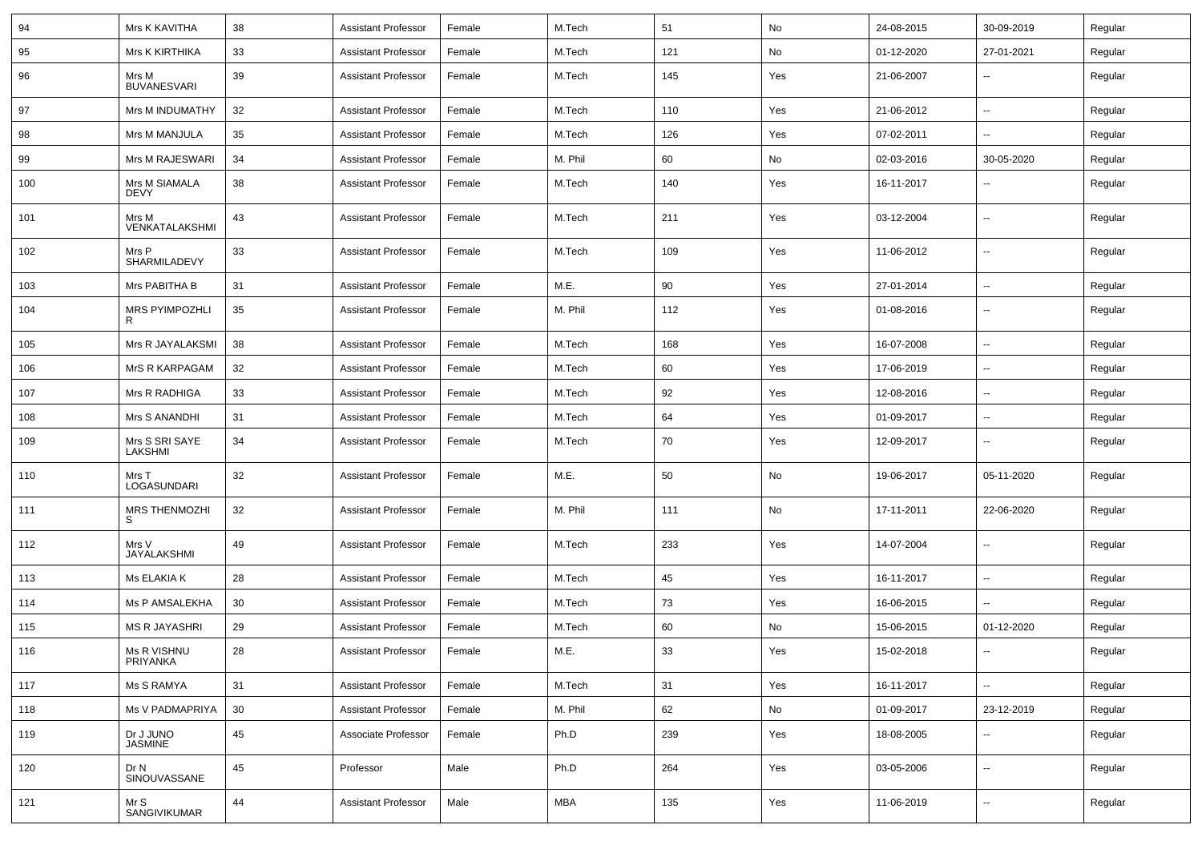| 94 | Mrs K KAVITHA | 38 | Assistant Professor | Female | M.Tech | 51 | No | 24-08-2015 | 30-09-2019 | Regular |
|---|---|---|---|---|---|---|---|---|---|---|
| 95 | Mrs K KIRTHIKA | 33 | Assistant Professor | Female | M.Tech | 121 | No | 01-12-2020 | 27-01-2021 | Regular |
| 96 | Mrs M BUVANESVARI | 39 | Assistant Professor | Female | M.Tech | 145 | Yes | 21-06-2007 | -- | Regular |
| 97 | Mrs M INDUMATHY | 32 | Assistant Professor | Female | M.Tech | 110 | Yes | 21-06-2012 | -- | Regular |
| 98 | Mrs M MANJULA | 35 | Assistant Professor | Female | M.Tech | 126 | Yes | 07-02-2011 | -- | Regular |
| 99 | Mrs M RAJESWARI | 34 | Assistant Professor | Female | M. Phil | 60 | No | 02-03-2016 | 30-05-2020 | Regular |
| 100 | Mrs M SIAMALA DEVY | 38 | Assistant Professor | Female | M.Tech | 140 | Yes | 16-11-2017 | -- | Regular |
| 101 | Mrs M VENKATALAKSHMI | 43 | Assistant Professor | Female | M.Tech | 211 | Yes | 03-12-2004 | -- | Regular |
| 102 | Mrs P SHARMILADEVY | 33 | Assistant Professor | Female | M.Tech | 109 | Yes | 11-06-2012 | -- | Regular |
| 103 | Mrs PABITHA B | 31 | Assistant Professor | Female | M.E. | 90 | Yes | 27-01-2014 | -- | Regular |
| 104 | MRS PYIMPOZHLI R | 35 | Assistant Professor | Female | M. Phil | 112 | Yes | 01-08-2016 | -- | Regular |
| 105 | Mrs R JAYALAKSMI | 38 | Assistant Professor | Female | M.Tech | 168 | Yes | 16-07-2008 | -- | Regular |
| 106 | MrS R KARPAGAM | 32 | Assistant Professor | Female | M.Tech | 60 | Yes | 17-06-2019 | -- | Regular |
| 107 | Mrs R RADHIGA | 33 | Assistant Professor | Female | M.Tech | 92 | Yes | 12-08-2016 | -- | Regular |
| 108 | Mrs S ANANDHI | 31 | Assistant Professor | Female | M.Tech | 64 | Yes | 01-09-2017 | -- | Regular |
| 109 | Mrs S SRI SAYE LAKSHMI | 34 | Assistant Professor | Female | M.Tech | 70 | Yes | 12-09-2017 | -- | Regular |
| 110 | Mrs T LOGASUNDARI | 32 | Assistant Professor | Female | M.E. | 50 | No | 19-06-2017 | 05-11-2020 | Regular |
| 111 | MRS THENMOZHI S | 32 | Assistant Professor | Female | M. Phil | 111 | No | 17-11-2011 | 22-06-2020 | Regular |
| 112 | Mrs V JAYALAKSHMI | 49 | Assistant Professor | Female | M.Tech | 233 | Yes | 14-07-2004 | -- | Regular |
| 113 | Ms ELAKIA K | 28 | Assistant Professor | Female | M.Tech | 45 | Yes | 16-11-2017 | -- | Regular |
| 114 | Ms P AMSALEKHA | 30 | Assistant Professor | Female | M.Tech | 73 | Yes | 16-06-2015 | -- | Regular |
| 115 | MS R JAYASHRI | 29 | Assistant Professor | Female | M.Tech | 60 | No | 15-06-2015 | 01-12-2020 | Regular |
| 116 | Ms R VISHNU PRIYANKA | 28 | Assistant Professor | Female | M.E. | 33 | Yes | 15-02-2018 | -- | Regular |
| 117 | Ms S RAMYA | 31 | Assistant Professor | Female | M.Tech | 31 | Yes | 16-11-2017 | -- | Regular |
| 118 | Ms V PADMAPRIYA | 30 | Assistant Professor | Female | M. Phil | 62 | No | 01-09-2017 | 23-12-2019 | Regular |
| 119 | Dr J JUNO JASMINE | 45 | Associate Professor | Female | Ph.D | 239 | Yes | 18-08-2005 | -- | Regular |
| 120 | Dr N SINOUVASSANE | 45 | Professor | Male | Ph.D | 264 | Yes | 03-05-2006 | -- | Regular |
| 121 | Mr S SANGIVIKUMAR | 44 | Assistant Professor | Male | MBA | 135 | Yes | 11-06-2019 | -- | Regular |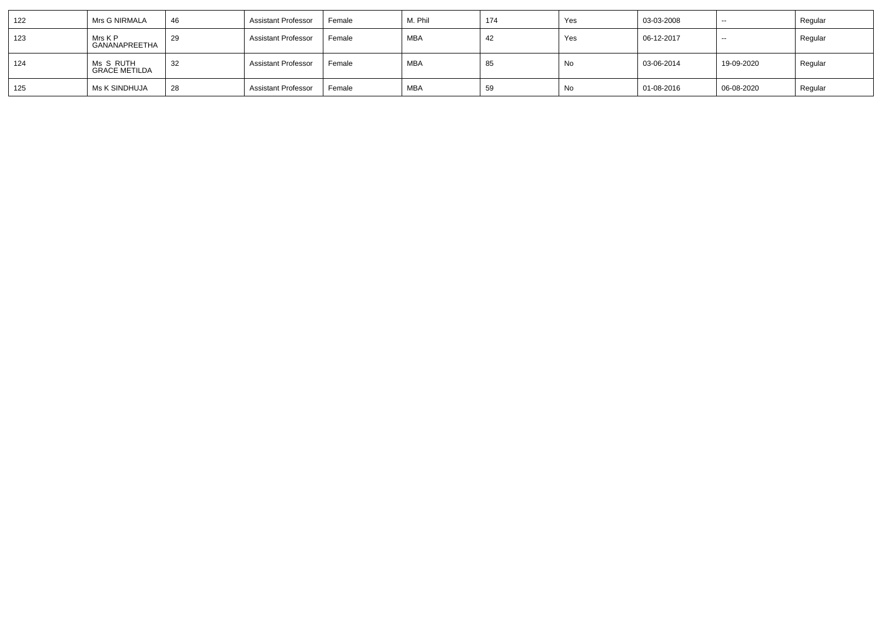| | | | | | | | | | | |
|---|---|---|---|---|---|---|---|---|---|---|
| 122 | Mrs G NIRMALA | 46 | Assistant Professor | Female | M. Phil | 174 | Yes | 03-03-2008 | -- | Regular |
| 123 | Mrs K P GANANAPREETHA | 29 | Assistant Professor | Female | MBA | 42 | Yes | 06-12-2017 | -- | Regular |
| 124 | Ms S RUTH GRACE METILDA | 32 | Assistant Professor | Female | MBA | 85 | No | 03-06-2014 | 19-09-2020 | Regular |
| 125 | Ms K SINDHUJA | 28 | Assistant Professor | Female | MBA | 59 | No | 01-08-2016 | 06-08-2020 | Regular |